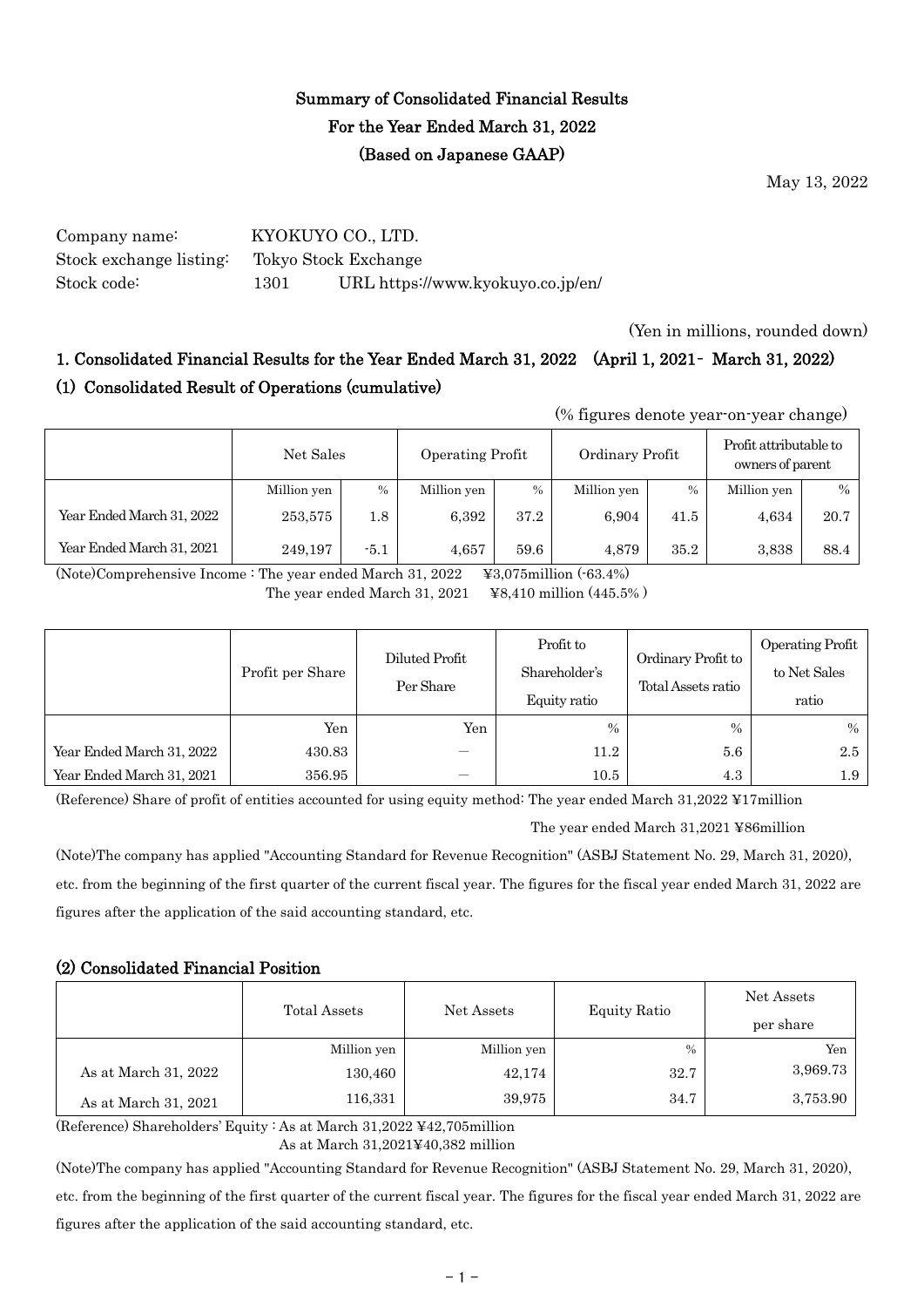# Summary of Consolidated Financial Results For the Year Ended March 31, 2022 (Based on Japanese GAAP)

May 13, 2022

Company name: KYOKUYO CO., LTD.
Stock exchange listing: Tokyo Stock Exchange
Stock code: 1301 URL https://www.kyokuyo.co.jp/en/

(Yen in millions, rounded down)

## 1. Consolidated Financial Results for the Year Ended March 31, 2022 (April 1, 2021- March 31, 2022)

### (1) Consolidated Result of Operations (cumulative)

(% figures denote year-on-year change)

| | Net Sales | | Operating Profit | | Ordinary Profit | | Profit attributable to owners of parent | |
|---|---|---|---|---|---|---|---|---|
| | Million yen | % | Million yen | % | Million yen | % | Million yen | % |
| Year Ended March 31, 2022 | 253,575 | 1.8 | 6,392 | 37.2 | 6,904 | 41.5 | 4,634 | 20.7 |
| Year Ended March 31, 2021 | 249,197 | -5.1 | 4,657 | 59.6 | 4,879 | 35.2 | 3,838 | 88.4 |

(Note)Comprehensive Income : The year ended March 31, 2022 ¥3,075million (-63.4%)
The year ended March 31, 2021 ¥8,410 million (445.5% )

| | Profit per Share | Diluted Profit Per Share | Profit to Shareholder's Equity ratio | Ordinary Profit to Total Assets ratio | Operating Profit to Net Sales ratio |
|---|---|---|---|---|---|
| | Yen | Yen | % | % | % |
| Year Ended March 31, 2022 | 430.83 | ― | 11.2 | 5.6 | 2.5 |
| Year Ended March 31, 2021 | 356.95 | ― | 10.5 | 4.3 | 1.9 |

(Reference) Share of profit of entities accounted for using equity method: The year ended March 31,2022 ¥17million
The year ended March 31,2021 ¥86million

(Note)The company has applied "Accounting Standard for Revenue Recognition" (ASBJ Statement No. 29, March 31, 2020), etc. from the beginning of the first quarter of the current fiscal year. The figures for the fiscal year ended March 31, 2022 are figures after the application of the said accounting standard, etc.

### (2) Consolidated Financial Position

| | Total Assets | Net Assets | Equity Ratio | Net Assets per share |
|---|---|---|---|---|
| | Million yen | Million yen | % | Yen |
| As at March 31, 2022 | 130,460 | 42,174 | 32.7 | 3,969.73 |
| As at March 31, 2021 | 116,331 | 39,975 | 34.7 | 3,753.90 |

(Reference) Shareholders' Equity : As at March 31,2022 ¥42,705million
As at March 31,2021¥40,382 million

(Note)The company has applied "Accounting Standard for Revenue Recognition" (ASBJ Statement No. 29, March 31, 2020), etc. from the beginning of the first quarter of the current fiscal year. The figures for the fiscal year ended March 31, 2022 are figures after the application of the said accounting standard, etc.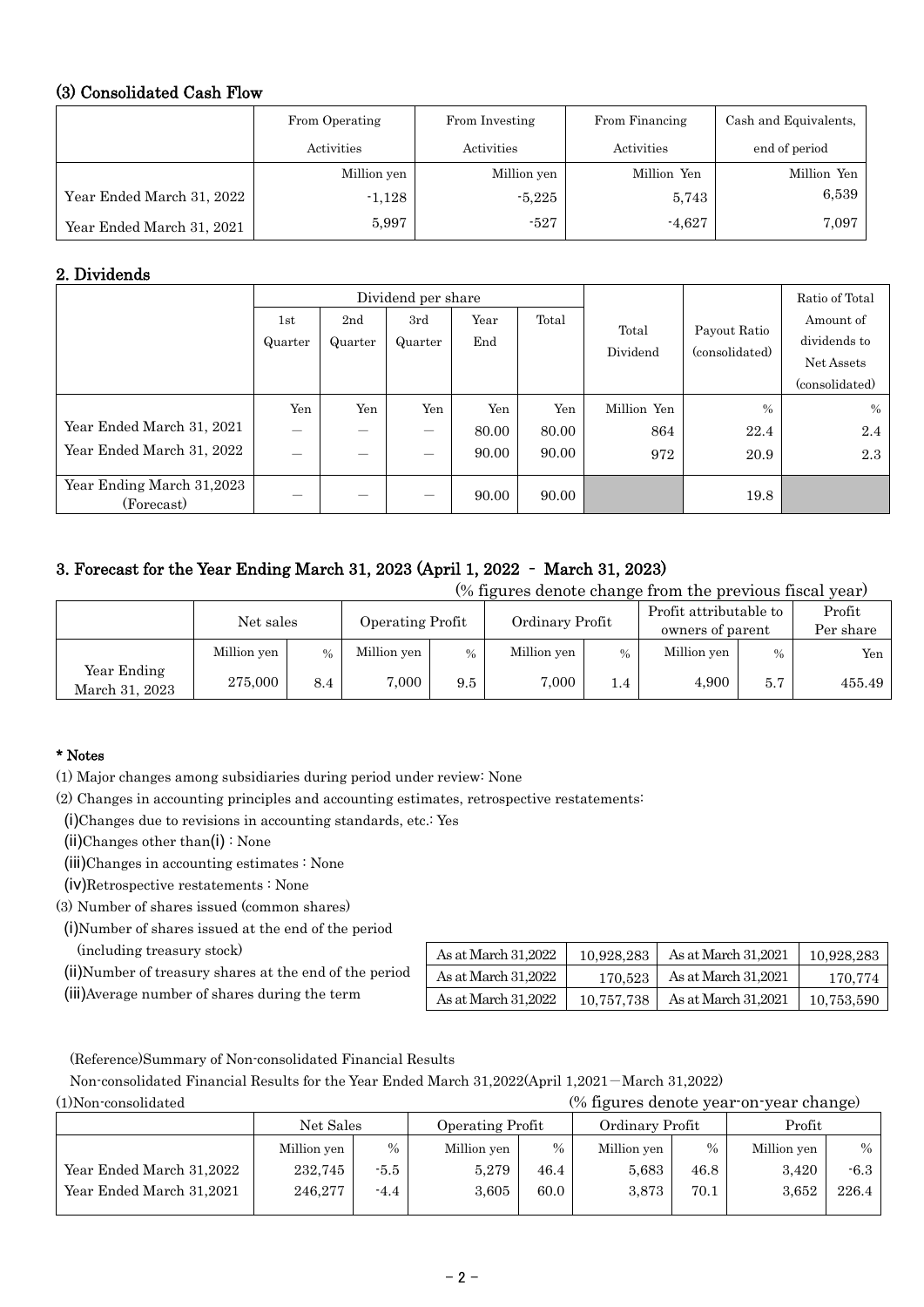### (3) Consolidated Cash Flow

| | From Operating Activities | From Investing Activities | From Financing Activities | Cash and Equivalents, end of period |
|---|---|---|---|---|
| | Million yen | Million yen | Million Yen | Million Yen |
| Year Ended March 31, 2022 | -1,128 | -5,225 | 5,743 | 6,539 |
| Year Ended March 31, 2021 | 5,997 | -527 | -4,627 | 7,097 |

### 2. Dividends

| | Dividend per share | | | | | Total Dividend | Payout Ratio (consolidated) | Ratio of Total Amount of dividends to Net Assets (consolidated) |
|---|---|---|---|---|---|---|---|---|
| | 1st Quarter | 2nd Quarter | 3rd Quarter | Year End | Total | | | |
| | Yen | Yen | Yen | Yen | Yen | Million Yen | % | % |
| Year Ended March 31, 2021 | — | — | — | 80.00 | 80.00 | 864 | 22.4 | 2.4 |
| Year Ended March 31, 2022 | — | — | — | 90.00 | 90.00 | 972 | 20.9 | 2.3 |
| Year Ending March 31,2023 (Forecast) | — | — | — | 90.00 | 90.00 | | 19.8 | |

### 3. Forecast for the Year Ending March 31, 2023 (April 1, 2022 - March 31, 2023)

(% figures denote change from the previous fiscal year)

| | Net sales | | Operating Profit | | Ordinary Profit | | Profit attributable to owners of parent | | Profit Per share |
|---|---|---|---|---|---|---|---|---|---|
| | Million yen | % | Million yen | % | Million yen | % | Million yen | % | Yen |
| Year Ending March 31, 2023 | 275,000 | 8.4 | 7,000 | 9.5 | 7,000 | 1.4 | 4,900 | 5.7 | 455.49 |

**\* Notes**

(1) Major changes among subsidiaries during period under review: None

(2) Changes in accounting principles and accounting estimates, retrospective restatements:

(i)Changes due to revisions in accounting standards, etc.: Yes

(ii)Changes other than(i) : None

(iii)Changes in accounting estimates : None

(iv)Retrospective restatements : None

(3) Number of shares issued (common shares)

| | | | | |
|---|---|---|---|---|
| (i)Number of shares issued at the end of the period (including treasury stock) | As at March 31,2022 | 10,928,283 | As at March 31,2021 | 10,928,283 |
| (ii)Number of treasury shares at the end of the period | As at March 31,2022 | 170,523 | As at March 31,2021 | 170,774 |
| (iii)Average number of shares during the term | As at March 31,2022 | 10,757,738 | As at March 31,2021 | 10,753,590 |

(Reference)Summary of Non-consolidated Financial Results

Non-consolidated Financial Results for the Year Ended March 31,2022(April 1,2021－March 31,2022)

(1)Non-consolidated (% figures denote year-on-year change)

| | Net Sales | | Operating Profit | | Ordinary Profit | | Profit | |
|---|---|---|---|---|---|---|---|---|
| | Million yen | % | Million yen | % | Million yen | % | Million yen | % |
| Year Ended March 31,2022 | 232,745 | -5.5 | 5,279 | 46.4 | 5,683 | 46.8 | 3,420 | -6.3 |
| Year Ended March 31,2021 | 246,277 | -4.4 | 3,605 | 60.0 | 3,873 | 70.1 | 3,652 | 226.4 |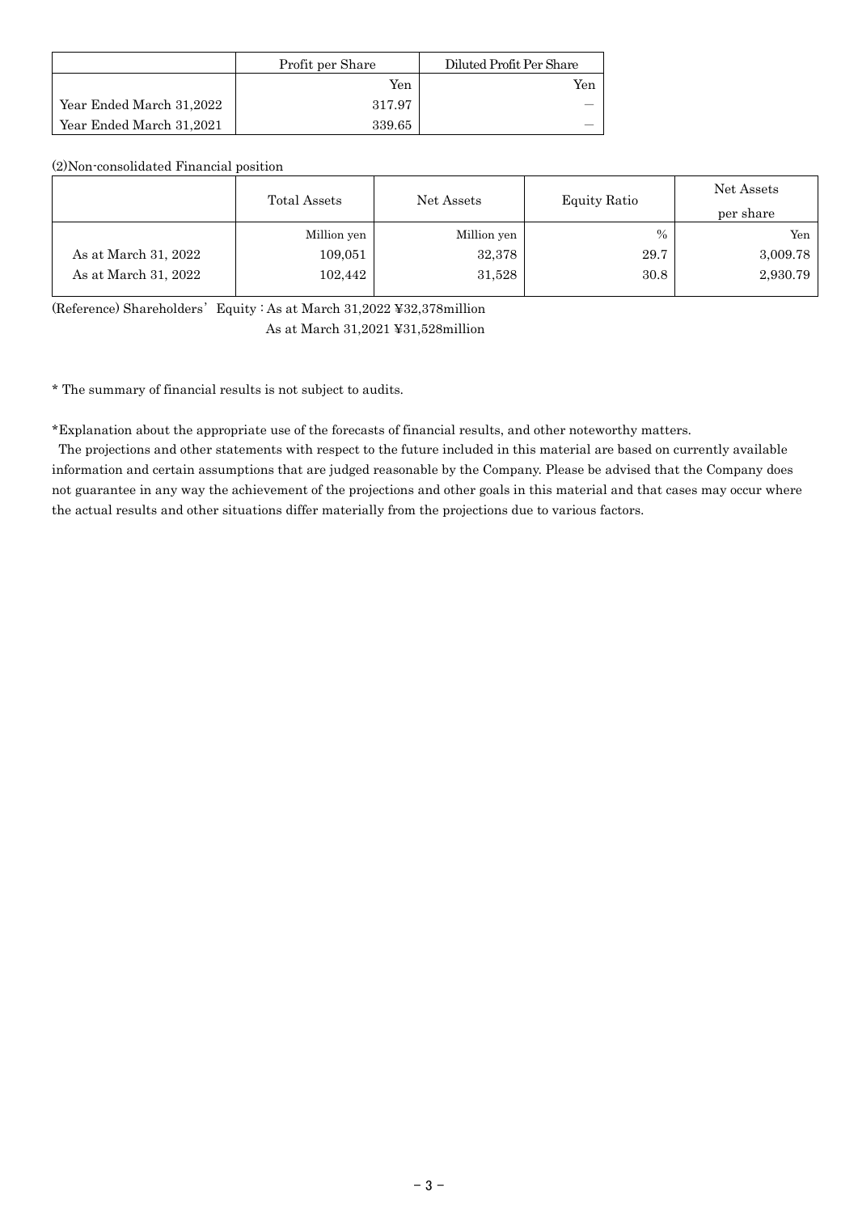| | Profit per Share | Diluted Profit Per Share |
|---|---|---|
| | Yen | Yen |
| Year Ended March 31,2022 | 317.97 | ― |
| Year Ended March 31,2021 | 339.65 | ― |

(2)Non-consolidated Financial position

| | Total Assets | Net Assets | Equity Ratio | Net Assets per share |
|---|---|---|---|---|
| | Million yen | Million yen | % | Yen |
| As at March 31, 2022 | 109,051 | 32,378 | 29.7 | 3,009.78 |
| As at March 31, 2022 | 102,442 | 31,528 | 30.8 | 2,930.79 |

(Reference) Shareholders' Equity : As at March 31,2022 ¥32,378million
As at March 31,2021 ¥31,528million

* The summary of financial results is not subject to audits.

*Explanation about the appropriate use of the forecasts of financial results, and other noteworthy matters.

The projections and other statements with respect to the future included in this material are based on currently available information and certain assumptions that are judged reasonable by the Company. Please be advised that the Company does not guarantee in any way the achievement of the projections and other goals in this material and that cases may occur where the actual results and other situations differ materially from the projections due to various factors.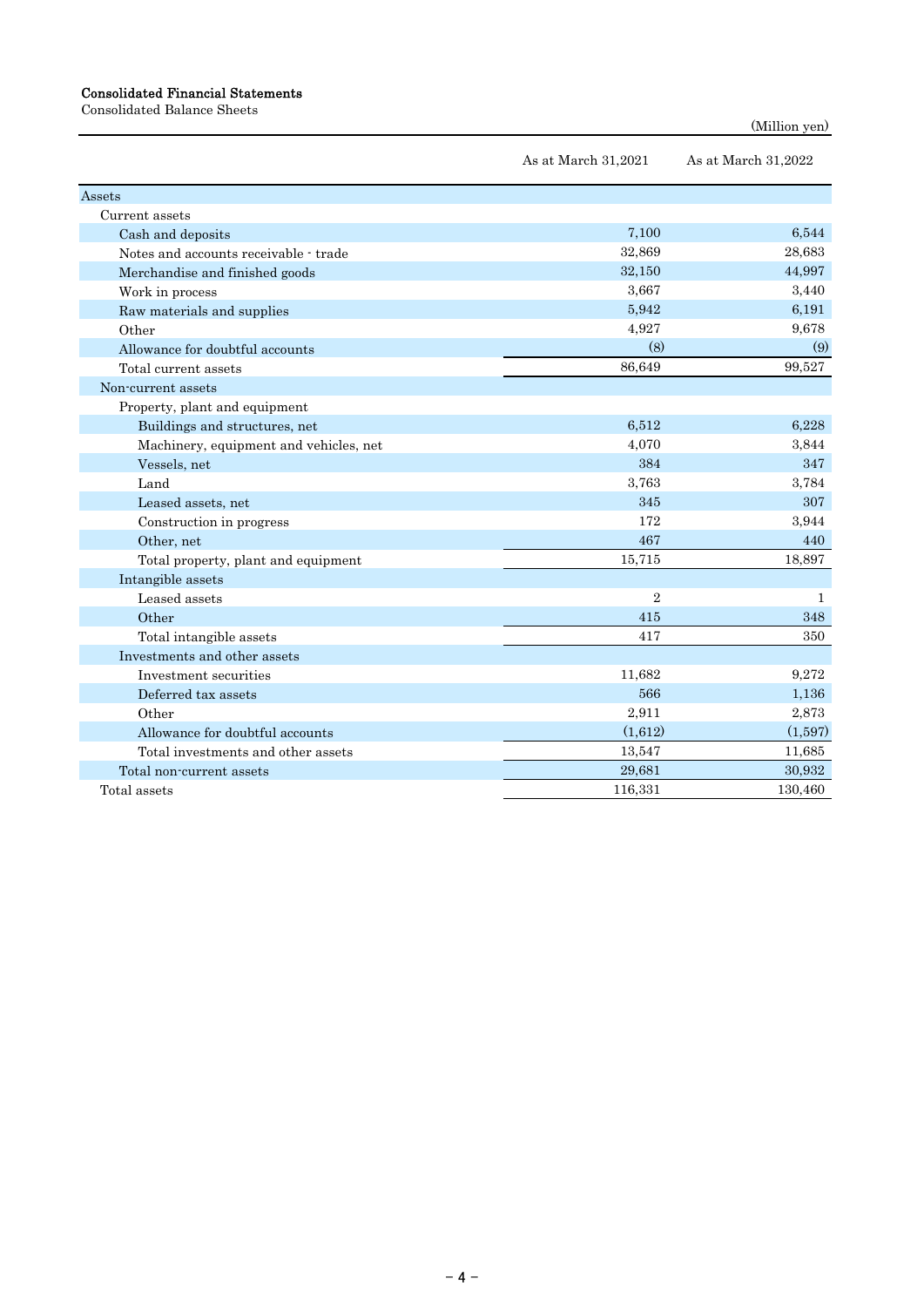# Consolidated Financial Statements

Consolidated Balance Sheets

(Million yen)

| | As at March 31,2021 | As at March 31,2022 |
|---|---|---|
| Assets | | |
| Current assets | | |
| Cash and deposits | 7,100 | 6,544 |
| Notes and accounts receivable - trade | 32,869 | 28,683 |
| Merchandise and finished goods | 32,150 | 44,997 |
| Work in process | 3,667 | 3,440 |
| Raw materials and supplies | 5,942 | 6,191 |
| Other | 4,927 | 9,678 |
| Allowance for doubtful accounts | (8) | (9) |
| Total current assets | 86,649 | 99,527 |
| Non-current assets | | |
| Property, plant and equipment | | |
| Buildings and structures, net | 6,512 | 6,228 |
| Machinery, equipment and vehicles, net | 4,070 | 3,844 |
| Vessels, net | 384 | 347 |
| Land | 3,763 | 3,784 |
| Leased assets, net | 345 | 307 |
| Construction in progress | 172 | 3,944 |
| Other, net | 467 | 440 |
| Total property, plant and equipment | 15,715 | 18,897 |
| Intangible assets | | |
| Leased assets | 2 | 1 |
| Other | 415 | 348 |
| Total intangible assets | 417 | 350 |
| Investments and other assets | | |
| Investment securities | 11,682 | 9,272 |
| Deferred tax assets | 566 | 1,136 |
| Other | 2,911 | 2,873 |
| Allowance for doubtful accounts | (1,612) | (1,597) |
| Total investments and other assets | 13,547 | 11,685 |
| Total non-current assets | 29,681 | 30,932 |
| Total assets | 116,331 | 130,460 |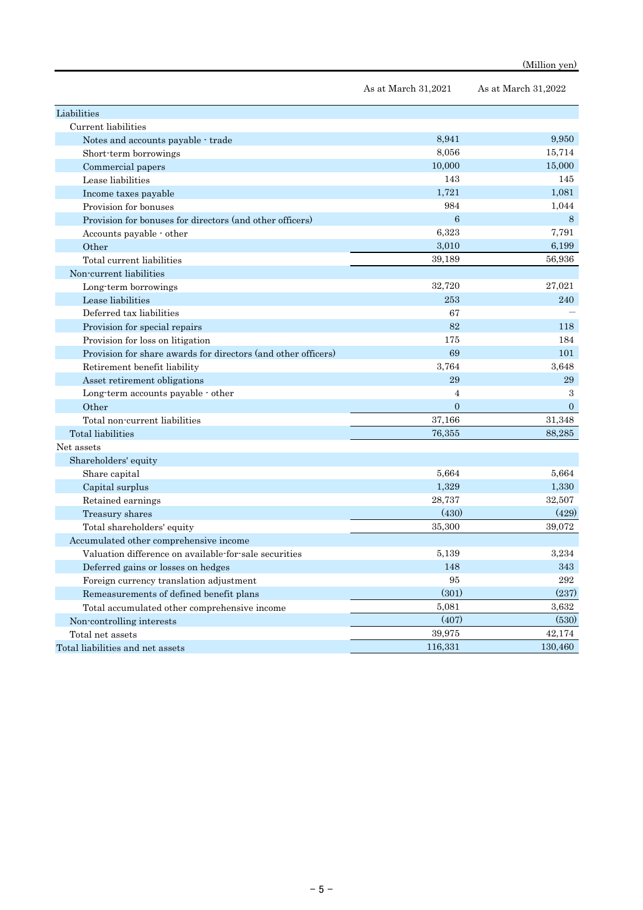(Million yen)

| | As at March 31,2021 | As at March 31,2022 |
|---|---|---|
| Liabilities | | |
| Current liabilities | | |
| Notes and accounts payable - trade | 8,941 | 9,950 |
| Short-term borrowings | 8,056 | 15,714 |
| Commercial papers | 10,000 | 15,000 |
| Lease liabilities | 143 | 145 |
| Income taxes payable | 1,721 | 1,081 |
| Provision for bonuses | 984 | 1,044 |
| Provision for bonuses for directors (and other officers) | 6 | 8 |
| Accounts payable - other | 6,323 | 7,791 |
| Other | 3,010 | 6,199 |
| Total current liabilities | 39,189 | 56,936 |
| Non-current liabilities | | |
| Long-term borrowings | 32,720 | 27,021 |
| Lease liabilities | 253 | 240 |
| Deferred tax liabilities | 67 | — |
| Provision for special repairs | 82 | 118 |
| Provision for loss on litigation | 175 | 184 |
| Provision for share awards for directors (and other officers) | 69 | 101 |
| Retirement benefit liability | 3,764 | 3,648 |
| Asset retirement obligations | 29 | 29 |
| Long-term accounts payable - other | 4 | 3 |
| Other | 0 | 0 |
| Total non-current liabilities | 37,166 | 31,348 |
| Total liabilities | 76,355 | 88,285 |
| Net assets | | |
| Shareholders' equity | | |
| Share capital | 5,664 | 5,664 |
| Capital surplus | 1,329 | 1,330 |
| Retained earnings | 28,737 | 32,507 |
| Treasury shares | (430) | (429) |
| Total shareholders' equity | 35,300 | 39,072 |
| Accumulated other comprehensive income | | |
| Valuation difference on available-for-sale securities | 5,139 | 3,234 |
| Deferred gains or losses on hedges | 148 | 343 |
| Foreign currency translation adjustment | 95 | 292 |
| Remeasurements of defined benefit plans | (301) | (237) |
| Total accumulated other comprehensive income | 5,081 | 3,632 |
| Non-controlling interests | (407) | (530) |
| Total net assets | 39,975 | 42,174 |
| Total liabilities and net assets | 116,331 | 130,460 |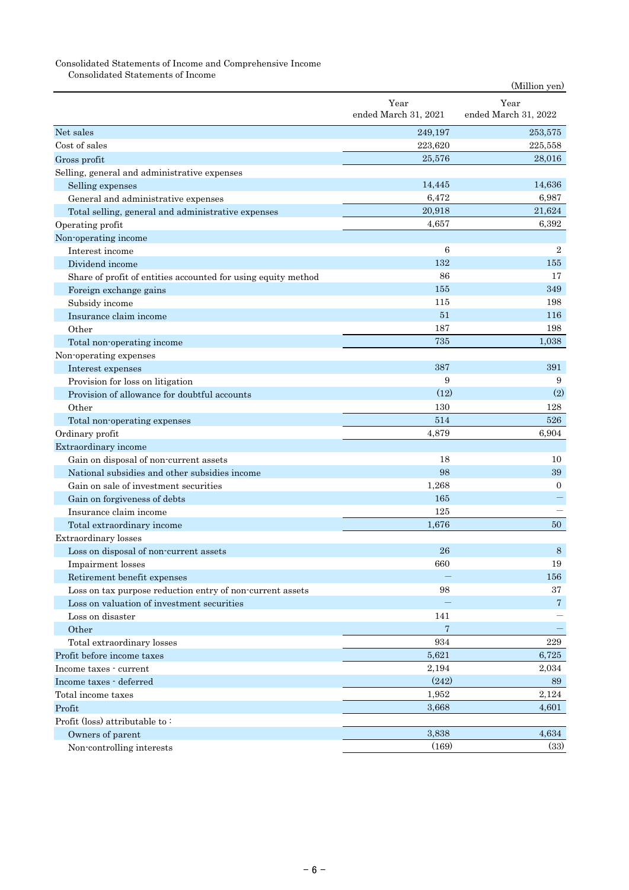Consolidated Statements of Income and Comprehensive Income

Consolidated Statements of Income

(Million yen)

| | Year ended March 31, 2021 | Year ended March 31, 2022 |
|---|---|---|
| Net sales | 249,197 | 253,575 |
| Cost of sales | 223,620 | 225,558 |
| Gross profit | 25,576 | 28,016 |
| Selling, general and administrative expenses | | |
| Selling expenses | 14,445 | 14,636 |
| General and administrative expenses | 6,472 | 6,987 |
| Total selling, general and administrative expenses | 20,918 | 21,624 |
| Operating profit | 4,657 | 6,392 |
| Non-operating income | | |
| Interest income | 6 | 2 |
| Dividend income | 132 | 155 |
| Share of profit of entities accounted for using equity method | 86 | 17 |
| Foreign exchange gains | 155 | 349 |
| Subsidy income | 115 | 198 |
| Insurance claim income | 51 | 116 |
| Other | 187 | 198 |
| Total non-operating income | 735 | 1,038 |
| Non-operating expenses | | |
| Interest expenses | 387 | 391 |
| Provision for loss on litigation | 9 | 9 |
| Provision of allowance for doubtful accounts | (12) | (2) |
| Other | 130 | 128 |
| Total non-operating expenses | 514 | 526 |
| Ordinary profit | 4,879 | 6,904 |
| Extraordinary income | | |
| Gain on disposal of non-current assets | 18 | 10 |
| National subsidies and other subsidies income | 98 | 39 |
| Gain on sale of investment securities | 1,268 | 0 |
| Gain on forgiveness of debts | 165 | － |
| Insurance claim income | 125 | － |
| Total extraordinary income | 1,676 | 50 |
| Extraordinary losses | | |
| Loss on disposal of non-current assets | 26 | 8 |
| Impairment losses | 660 | 19 |
| Retirement benefit expenses | － | 156 |
| Loss on tax purpose reduction entry of non-current assets | 98 | 37 |
| Loss on valuation of investment securities | － | 7 |
| Loss on disaster | 141 | － |
| Other | 7 | － |
| Total extraordinary losses | 934 | 229 |
| Profit before income taxes | 5,621 | 6,725 |
| Income taxes - current | 2,194 | 2,034 |
| Income taxes - deferred | (242) | 89 |
| Total income taxes | 1,952 | 2,124 |
| Profit | 3,668 | 4,601 |
| Profit (loss) attributable to : | | |
| Owners of parent | 3,838 | 4,634 |
| Non-controlling interests | (169) | (33) |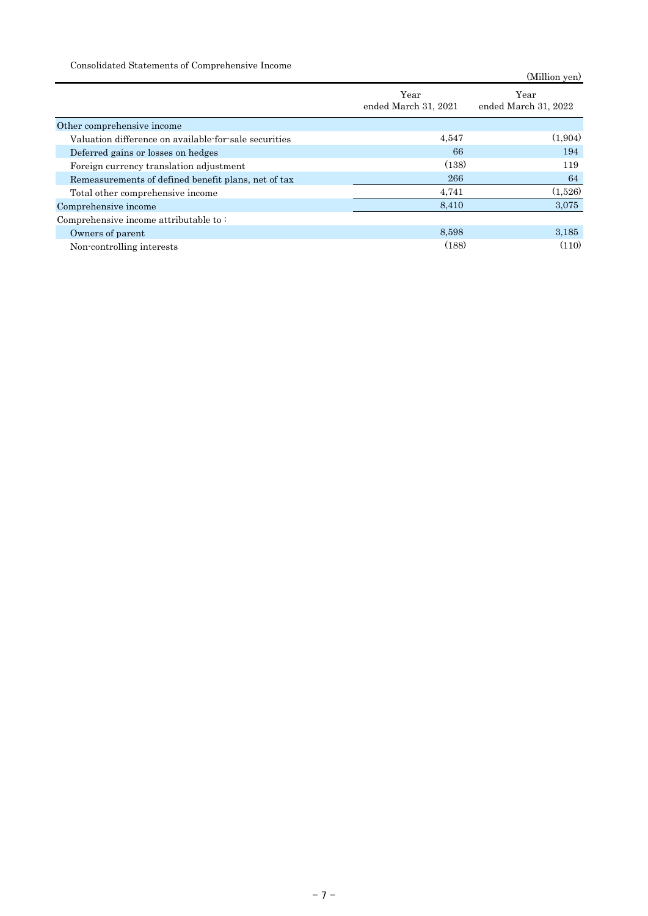Consolidated Statements of Comprehensive Income

(Million yen)

| | Year ended March 31, 2021 | Year ended March 31, 2022 |
|---|---|---|
| Other comprehensive income | | |
| Valuation difference on available-for-sale securities | 4,547 | (1,904) |
| Deferred gains or losses on hedges | 66 | 194 |
| Foreign currency translation adjustment | (138) | 119 |
| Remeasurements of defined benefit plans, net of tax | 266 | 64 |
| Total other comprehensive income | 4,741 | (1,526) |
| Comprehensive income | 8,410 | 3,075 |
| Comprehensive income attributable to : | | |
| Owners of parent | 8,598 | 3,185 |
| Non-controlling interests | (188) | (110) |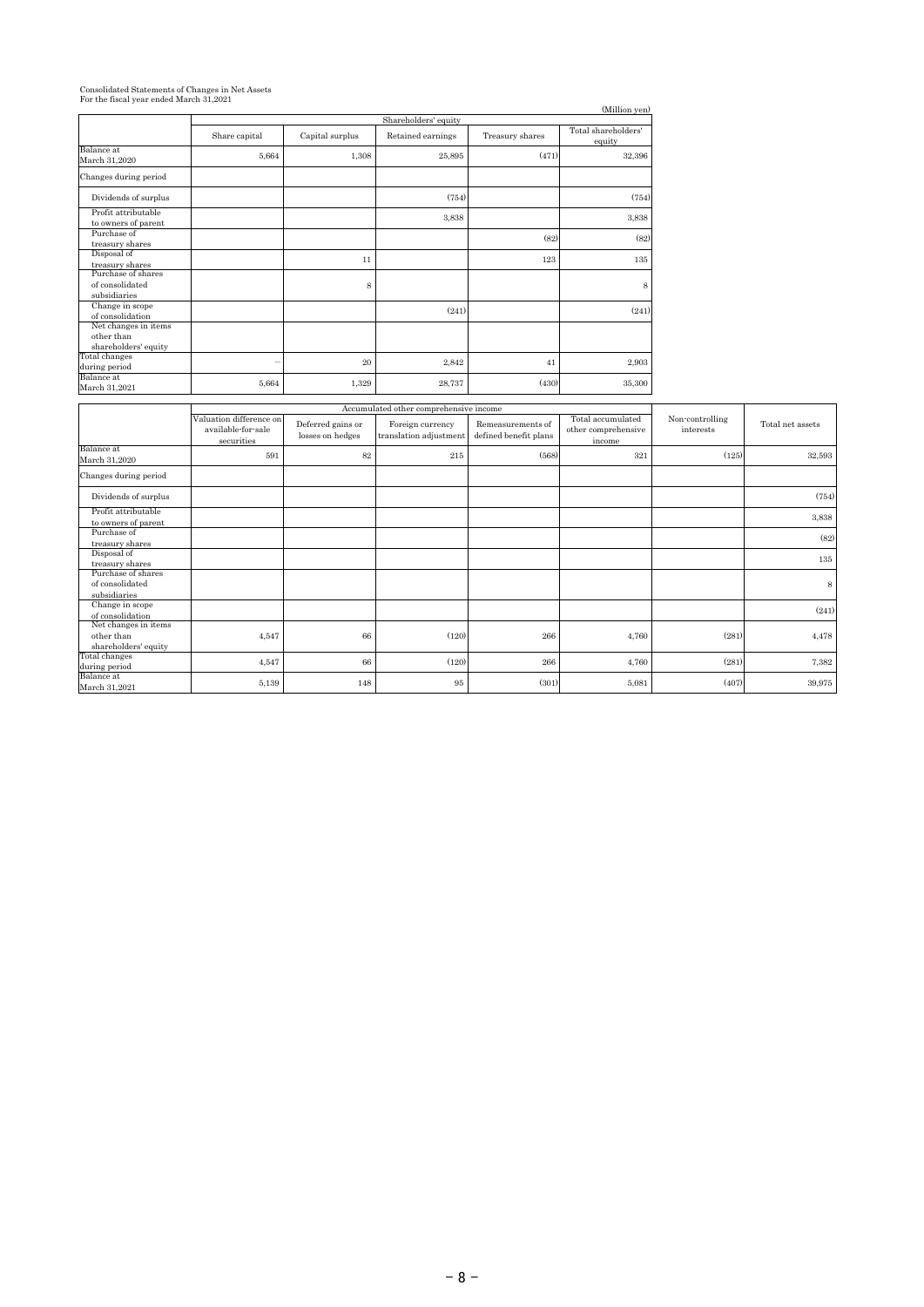Consolidated Statements of Changes in Net Assets
For the fiscal year ended March 31,2021

(Million yen)

| | Shareholders' equity | | | | |
|---|---|---|---|---|---|
| | Share capital | Capital surplus | Retained earnings | Treasury shares | Total shareholders' equity |
| Balance at March 31,2020 | 5,664 | 1,308 | 25,895 | (471) | 32,396 |
| Changes during period | | | | | |
| Dividends of surplus | | | (754) | | (754) |
| Profit attributable to owners of parent | | | 3,838 | | 3,838 |
| Purchase of treasury shares | | | | (82) | (82) |
| Disposal of treasury shares | | 11 | | 123 | 135 |
| Purchase of shares of consolidated subsidiaries | | 8 | | | 8 |
| Change in scope of consolidation | | | (241) | | (241) |
| Net changes in items other than shareholders' equity | | | | | |
| Total changes during period | – | 20 | 2,842 | 41 | 2,903 |
| Balance at March 31,2021 | 5,664 | 1,329 | 28,737 | (430) | 35,300 |

| | Accumulated other comprehensive income | | | | | | |
|---|---|---|---|---|---|---|---|
| | Valuation difference on available-for-sale securities | Deferred gains or losses on hedges | Foreign currency translation adjustment | Remeasurements of defined benefit plans | Total accumulated other comprehensive income | Non-controlling interests | Total net assets |
| Balance at March 31,2020 | 591 | 82 | 215 | (568) | 321 | (125) | 32,593 |
| Changes during period | | | | | | | |
| Dividends of surplus | | | | | | | (754) |
| Profit attributable to owners of parent | | | | | | | 3,838 |
| Purchase of treasury shares | | | | | | | (82) |
| Disposal of treasury shares | | | | | | | 135 |
| Purchase of shares of consolidated subsidiaries | | | | | | | 8 |
| Change in scope of consolidation | | | | | | | (241) |
| Net changes in items other than shareholders' equity | 4,547 | 66 | (120) | 266 | 4,760 | (281) | 4,478 |
| Total changes during period | 4,547 | 66 | (120) | 266 | 4,760 | (281) | 7,382 |
| Balance at March 31,2021 | 5,139 | 148 | 95 | (301) | 5,081 | (407) | 39,975 |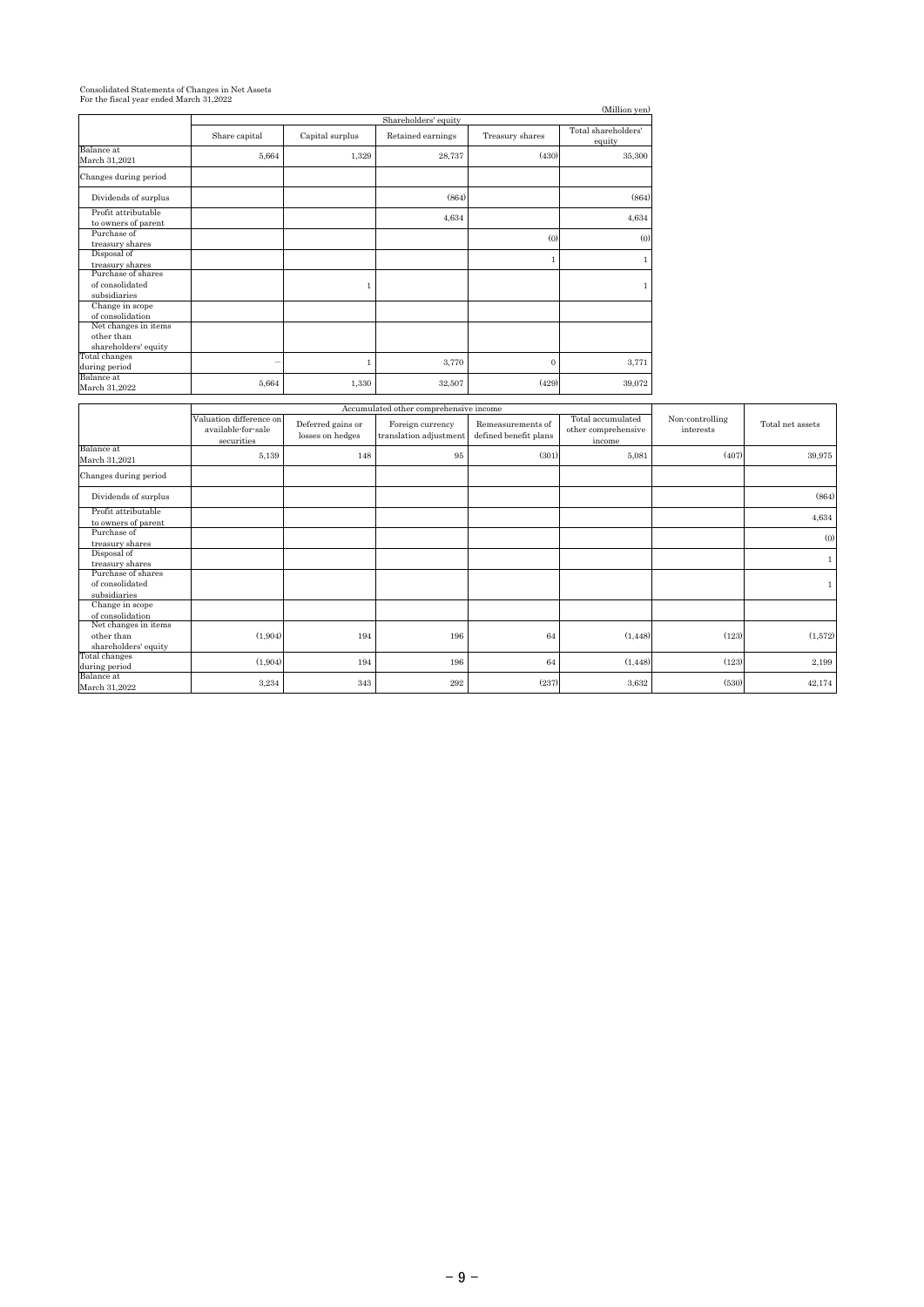Consolidated Statements of Changes in Net Assets
For the fiscal year ended March 31,2022

(Million yen)

| | Shareholders' equity | | | | |
|---|---|---|---|---|---|
| | Share capital | Capital surplus | Retained earnings | Treasury shares | Total shareholders' equity |
| Balance at March 31,2021 | 5,664 | 1,329 | 28,737 | (430) | 35,300 |
| Changes during period | | | | | |
| Dividends of surplus | | | (864) | | (864) |
| Profit attributable to owners of parent | | | 4,634 | | 4,634 |
| Purchase of treasury shares | | | | (0) | (0) |
| Disposal of treasury shares | | | | 1 | 1 |
| Purchase of shares of consolidated subsidiaries | | 1 | | | 1 |
| Change in scope of consolidation | | | | | |
| Net changes in items other than shareholders' equity | | | | | |
| Total changes during period | – | 1 | 3,770 | 0 | 3,771 |
| Balance at March 31,2022 | 5,664 | 1,330 | 32,507 | (429) | 39,072 |

| | Accumulated other comprehensive income | | | | | Non-controlling interests | Total net assets |
|---|---|---|---|---|---|---|---|
| | Valuation difference on available-for-sale securities | Deferred gains or losses on hedges | Foreign currency translation adjustment | Remeasurements of defined benefit plans | Total accumulated other comprehensive income | | |
| Balance at March 31,2021 | 5,139 | 148 | 95 | (301) | 5,081 | (407) | 39,975 |
| Changes during period | | | | | | | |
| Dividends of surplus | | | | | | | (864) |
| Profit attributable to owners of parent | | | | | | | 4,634 |
| Purchase of treasury shares | | | | | | | (0) |
| Disposal of treasury shares | | | | | | | 1 |
| Purchase of shares of consolidated subsidiaries | | | | | | | 1 |
| Change in scope of consolidation | | | | | | | |
| Net changes in items other than shareholders' equity | (1,904) | 194 | 196 | 64 | (1,448) | (123) | (1,572) |
| Total changes during period | (1,904) | 194 | 196 | 64 | (1,448) | (123) | 2,199 |
| Balance at March 31,2022 | 3,234 | 343 | 292 | (237) | 3,632 | (530) | 42,174 |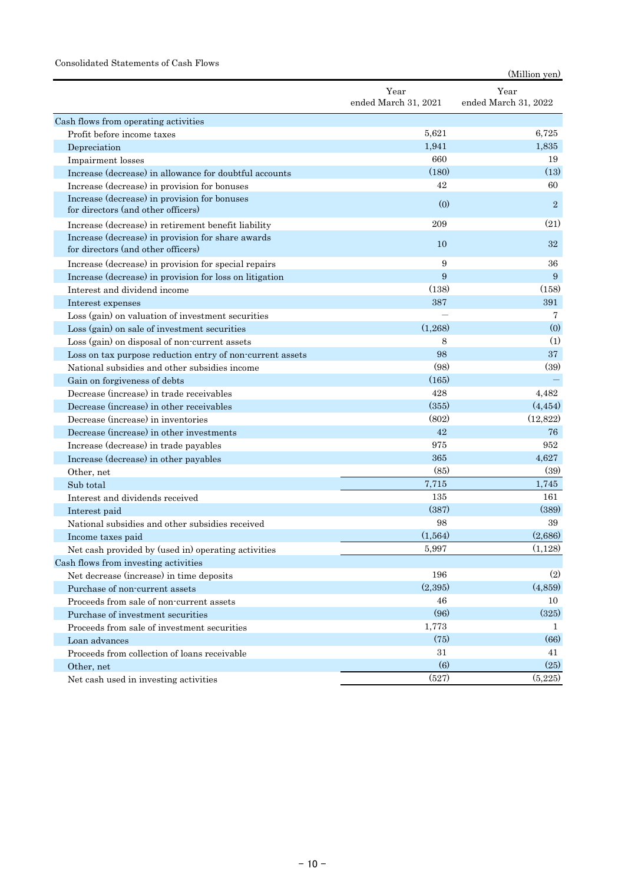Consolidated Statements of Cash Flows

(Million yen)

| | Year ended March 31, 2021 | Year ended March 31, 2022 |
|---|---|---|
| Cash flows from operating activities | | |
| Profit before income taxes | 5,621 | 6,725 |
| Depreciation | 1,941 | 1,835 |
| Impairment losses | 660 | 19 |
| Increase (decrease) in allowance for doubtful accounts | (180) | (13) |
| Increase (decrease) in provision for bonuses | 42 | 60 |
| Increase (decrease) in provision for bonuses for directors (and other officers) | (0) | 2 |
| Increase (decrease) in retirement benefit liability | 209 | (21) |
| Increase (decrease) in provision for share awards for directors (and other officers) | 10 | 32 |
| Increase (decrease) in provision for special repairs | 9 | 36 |
| Increase (decrease) in provision for loss on litigation | 9 | 9 |
| Interest and dividend income | (138) | (158) |
| Interest expenses | 387 | 391 |
| Loss (gain) on valuation of investment securities | — | 7 |
| Loss (gain) on sale of investment securities | (1,268) | (0) |
| Loss (gain) on disposal of non-current assets | 8 | (1) |
| Loss on tax purpose reduction entry of non-current assets | 98 | 37 |
| National subsidies and other subsidies income | (98) | (39) |
| Gain on forgiveness of debts | (165) | — |
| Decrease (increase) in trade receivables | 428 | 4,482 |
| Decrease (increase) in other receivables | (355) | (4,454) |
| Decrease (increase) in inventories | (802) | (12,822) |
| Decrease (increase) in other investments | 42 | 76 |
| Increase (decrease) in trade payables | 975 | 952 |
| Increase (decrease) in other payables | 365 | 4,627 |
| Other, net | (85) | (39) |
| Sub total | 7,715 | 1,745 |
| Interest and dividends received | 135 | 161 |
| Interest paid | (387) | (389) |
| National subsidies and other subsidies received | 98 | 39 |
| Income taxes paid | (1,564) | (2,686) |
| Net cash provided by (used in) operating activities | 5,997 | (1,128) |
| Cash flows from investing activities | | |
| Net decrease (increase) in time deposits | 196 | (2) |
| Purchase of non-current assets | (2,395) | (4,859) |
| Proceeds from sale of non-current assets | 46 | 10 |
| Purchase of investment securities | (96) | (325) |
| Proceeds from sale of investment securities | 1,773 | 1 |
| Loan advances | (75) | (66) |
| Proceeds from collection of loans receivable | 31 | 41 |
| Other, net | (6) | (25) |
| Net cash used in investing activities | (527) | (5,225) |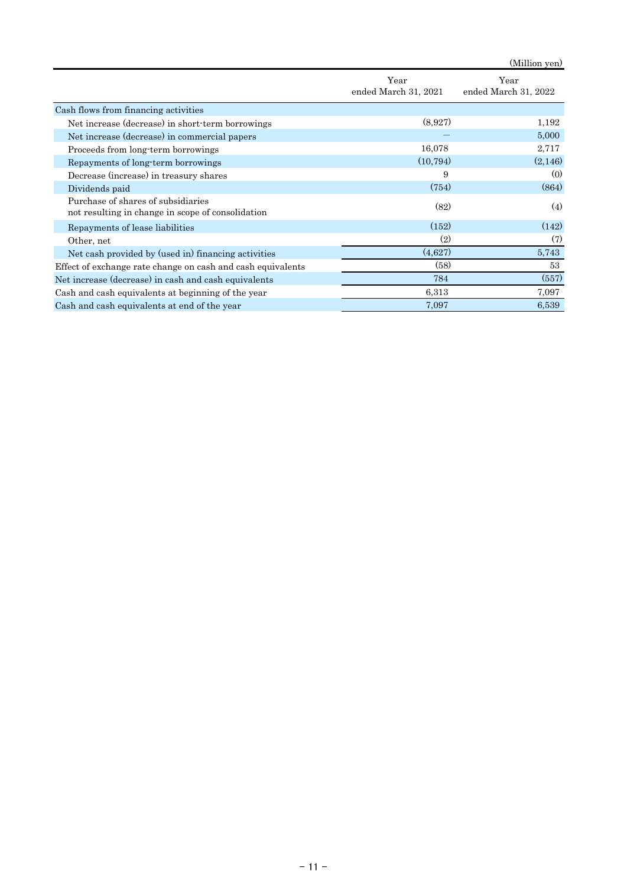(Million yen)

| | Year ended March 31, 2021 | Year ended March 31, 2022 |
|---|---|---|
| Cash flows from financing activities | | |
| Net increase (decrease) in short-term borrowings | (8,927) | 1,192 |
| Net increase (decrease) in commercial papers | — | 5,000 |
| Proceeds from long-term borrowings | 16,078 | 2,717 |
| Repayments of long-term borrowings | (10,794) | (2,146) |
| Decrease (increase) in treasury shares | 9 | (0) |
| Dividends paid | (754) | (864) |
| Purchase of shares of subsidiaries not resulting in change in scope of consolidation | (82) | (4) |
| Repayments of lease liabilities | (152) | (142) |
| Other, net | (2) | (7) |
| Net cash provided by (used in) financing activities | (4,627) | 5,743 |
| Effect of exchange rate change on cash and cash equivalents | (58) | 53 |
| Net increase (decrease) in cash and cash equivalents | 784 | (557) |
| Cash and cash equivalents at beginning of the year | 6,313 | 7,097 |
| Cash and cash equivalents at end of the year | 7,097 | 6,539 |